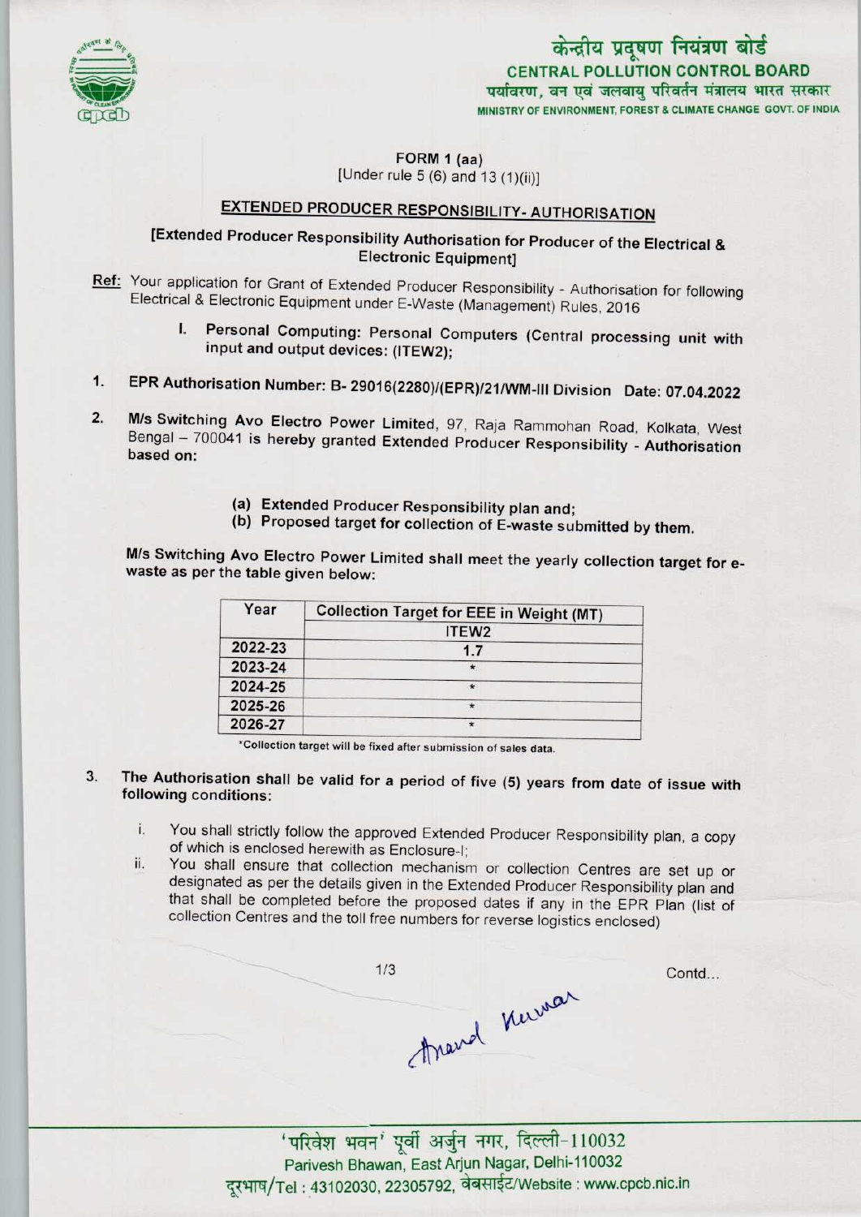केन्द्रीय प्रदूषण नियंत्रण बोर्ड
CENTRAL POLLUTION CONTROL BOARD
पर्यावरण, वन एवं जलवायु परिवर्तन मंत्रालय भारत सरकार
MINISTRY OF ENVIRONMENT, FOREST & CLIMATE CHANGE GOVT. OF INDIA

FORM 1 (aa)
[Under rule 5 (6) and 13 (1)(ii)]

## EXTENDED PRODUCER RESPONSIBILITY- AUTHORISATION

**[Extended Producer Responsibility Authorisation for Producer of the Electrical & Electronic Equipment]**

**Ref:** Your application for Grant of Extended Producer Responsibility - Authorisation for following Electrical & Electronic Equipment under E-Waste (Management) Rules, 2016

I. **Personal Computing: Personal Computers (Central processing unit with input and output devices: (ITEW2);**

1. **EPR Authorisation Number: B- 29016(2280)/(EPR)/21/WM-III Division Date: 07.04.2022**

2. **M/s Switching Avo Electro Power Limited**, 97, Raja Rammohan Road, Kolkata, West Bengal – 700041 is hereby granted **Extended Producer Responsibility - Authorisation based on:**

   (a) **Extended Producer Responsibility plan and;**
   (b) **Proposed target for collection of E-waste submitted by them.**

**M/s Switching Avo Electro Power Limited** shall meet the yearly collection target for e-waste as per the table given below:

| Year | Collection Target for EEE in Weight (MT) |
|---|---|
| | ITEW2 |
| 2022-23 | 1.7 |
| 2023-24 | * |
| 2024-25 | * |
| 2025-26 | * |
| 2026-27 | * |

*Collection target will be fixed after submission of sales data.

3. **The Authorisation shall be valid for a period of five (5) years from date of issue with following conditions:**

   i. You shall strictly follow the approved Extended Producer Responsibility plan, a copy of which is enclosed herewith as Enclosure-I;
   ii. You shall ensure that collection mechanism or collection Centres are set up or designated as per the details given in the Extended Producer Responsibility plan and that shall be completed before the proposed dates if any in the EPR Plan (list of collection Centres and the toll free numbers for reverse logistics enclosed)

Contd...

Anand Kumar

'परिवेश भवन' पूर्वी अर्जुन नगर, दिल्ली-110032
Parivesh Bhawan, East Arjun Nagar, Delhi-110032
दूरभाष/Tel : 43102030, 22305792, वेबसाईट/Website : www.cpcb.nic.in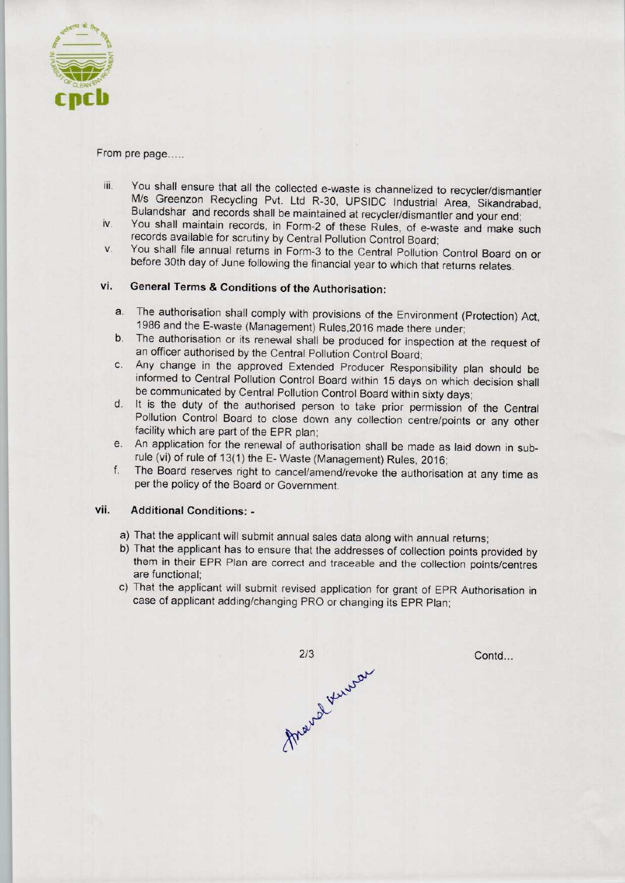From pre page.....

iii. You shall ensure that all the collected e-waste is channelized to recycler/dismantler M/s Greenzon Recycling Pvt. Ltd R-30, UPSIDC Industrial Area, Sikandrabad, Bulandshar and records shall be maintained at recycler/dismantler and your end;

iv. You shall maintain records, in Form-2 of these Rules, of e-waste and make such records available for scrutiny by Central Pollution Control Board;

v. You shall file annual returns in Form-3 to the Central Pollution Control Board on or before 30th day of June following the financial year to which that returns relates.

### vi. General Terms & Conditions of the Authorisation:

a. The authorisation shall comply with provisions of the Environment (Protection) Act, 1986 and the E-waste (Management) Rules,2016 made there under;

b. The authorisation or its renewal shall be produced for inspection at the request of an officer authorised by the Central Pollution Control Board;

c. Any change in the approved Extended Producer Responsibility plan should be informed to Central Pollution Control Board within 15 days on which decision shall be communicated by Central Pollution Control Board within sixty days;

d. It is the duty of the authorised person to take prior permission of the Central Pollution Control Board to close down any collection centre/points or any other facility which are part of the EPR plan;

e. An application for the renewal of authorisation shall be made as laid down in sub-rule (vi) of rule of 13(1) the E- Waste (Management) Rules, 2016;

f. The Board reserves right to cancel/amend/revoke the authorisation at any time as per the policy of the Board or Government.

### vii. Additional Conditions: -

a) That the applicant will submit annual sales data along with annual returns;

b) That the applicant has to ensure that the addresses of collection points provided by them in their EPR Plan are correct and traceable and the collection points/centres are functional;

c) That the applicant will submit revised application for grant of EPR Authorisation in case of applicant adding/changing PRO or changing its EPR Plan;

Contd...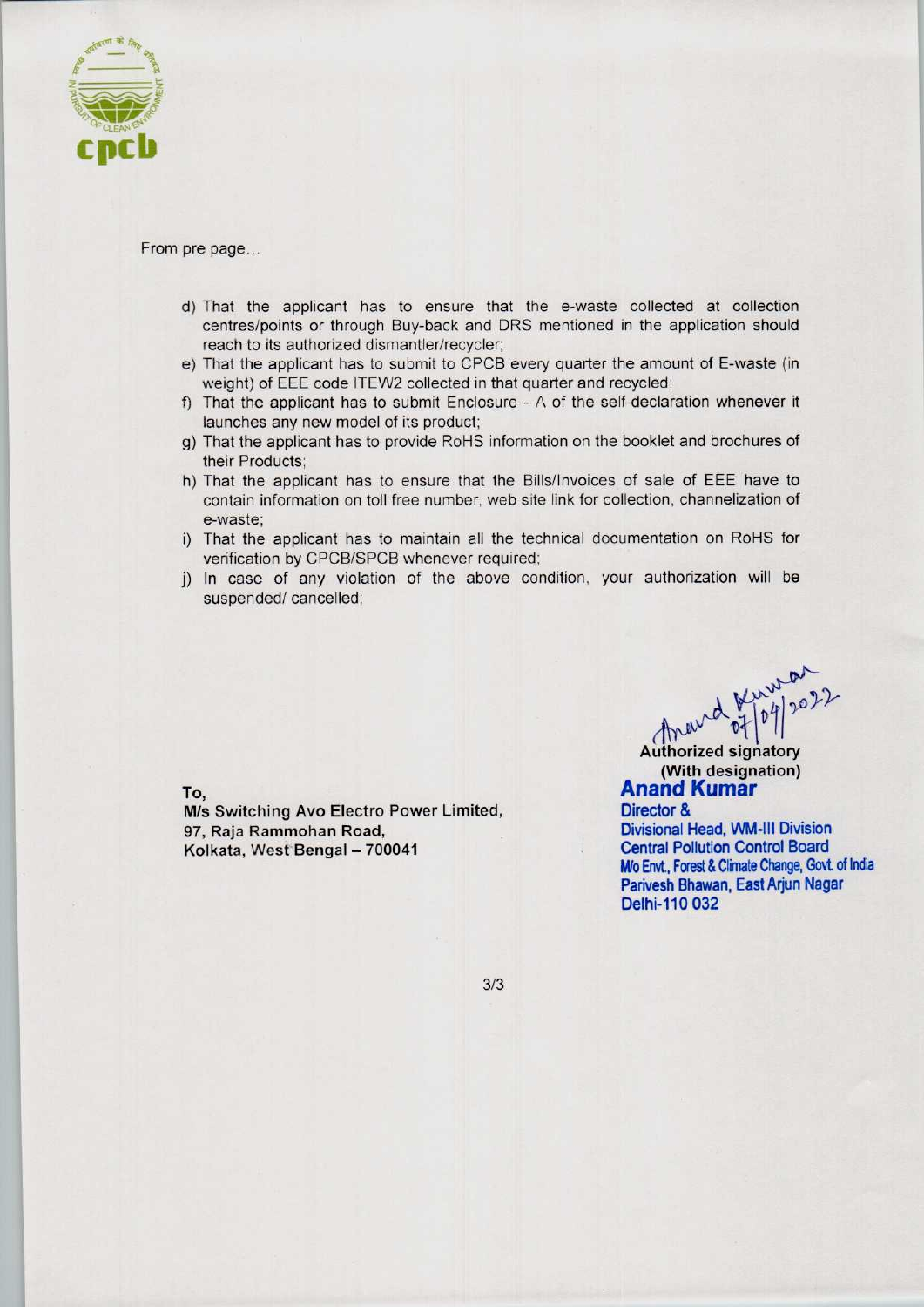From pre page...

d) That the applicant has to ensure that the e-waste collected at collection centres/points or through Buy-back and DRS mentioned in the application should reach to its authorized dismantler/recycler;
e) That the applicant has to submit to CPCB every quarter the amount of E-waste (in weight) of EEE code ITEW2 collected in that quarter and recycled;
f) That the applicant has to submit Enclosure - A of the self-declaration whenever it launches any new model of its product;
g) That the applicant has to provide RoHS information on the booklet and brochures of their Products;
h) That the applicant has to ensure that the Bills/Invoices of sale of EEE have to contain information on toll free number, web site link for collection, channelization of e-waste;
i) That the applicant has to maintain all the technical documentation on RoHS for verification by CPCB/SPCB whenever required;
j) In case of any violation of the above condition, your authorization will be suspended/ cancelled;

Anand Kumar 07/04/2022

Authorized signatory
(With designation)

**Anand Kumar**
Director &
Divisional Head, WM-III Division
Central Pollution Control Board
M/o Envt., Forest & Climate Change, Govt. of India
Parivesh Bhawan, East Arjun Nagar
Delhi-110 032

To,
M/s Switching Avo Electro Power Limited,
97, Raja Rammohan Road,
Kolkata, West Bengal – 700041